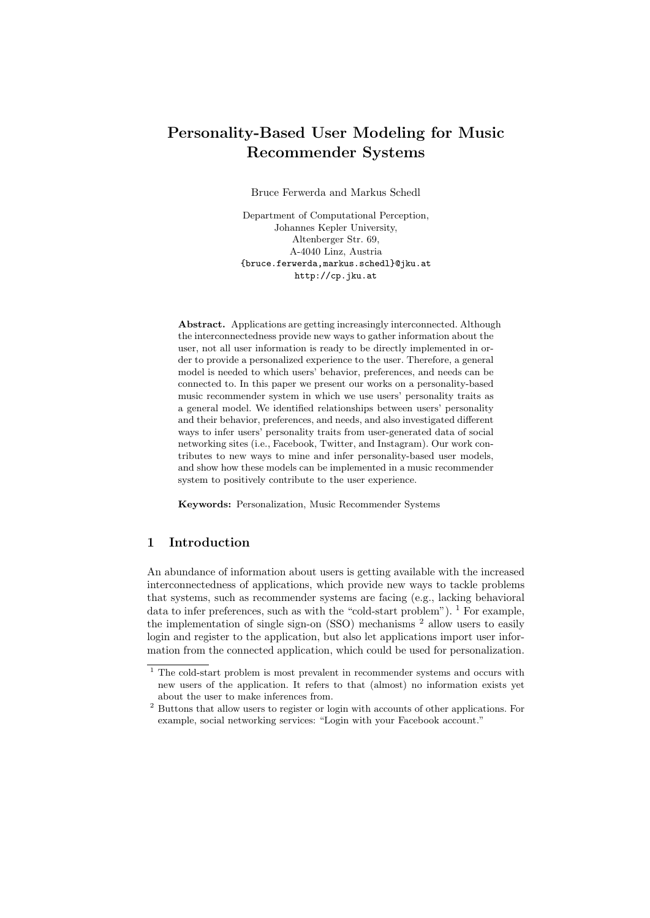# Personality-Based User Modeling for Music Recommender Systems

Bruce Ferwerda and Markus Schedl

Department of Computational Perception,
Johannes Kepler University,
Altenberger Str. 69,
A-4040 Linz, Austria
{bruce.ferwerda,markus.schedl}@jku.at
http://cp.jku.at

**Abstract.** Applications are getting increasingly interconnected. Although the interconnectedness provide new ways to gather information about the user, not all user information is ready to be directly implemented in order to provide a personalized experience to the user. Therefore, a general model is needed to which users' behavior, preferences, and needs can be connected to. In this paper we present our works on a personality-based music recommender system in which we use users' personality traits as a general model. We identified relationships between users' personality and their behavior, preferences, and needs, and also investigated different ways to infer users' personality traits from user-generated data of social networking sites (i.e., Facebook, Twitter, and Instagram). Our work contributes to new ways to mine and infer personality-based user models, and show how these models can be implemented in a music recommender system to positively contribute to the user experience.

**Keywords:** Personalization, Music Recommender Systems

## 1 Introduction

An abundance of information about users is getting available with the increased interconnectedness of applications, which provide new ways to tackle problems that systems, such as recommender systems are facing (e.g., lacking behavioral data to infer preferences, such as with the "cold-start problem"). [1] For example, the implementation of single sign-on (SSO) mechanisms [2] allow users to easily login and register to the application, but also let applications import user information from the connected application, which could be used for personalization.

[1] The cold-start problem is most prevalent in recommender systems and occurs with new users of the application. It refers to that (almost) no information exists yet about the user to make inferences from.

[2] Buttons that allow users to register or login with accounts of other applications. For example, social networking services: "Login with your Facebook account."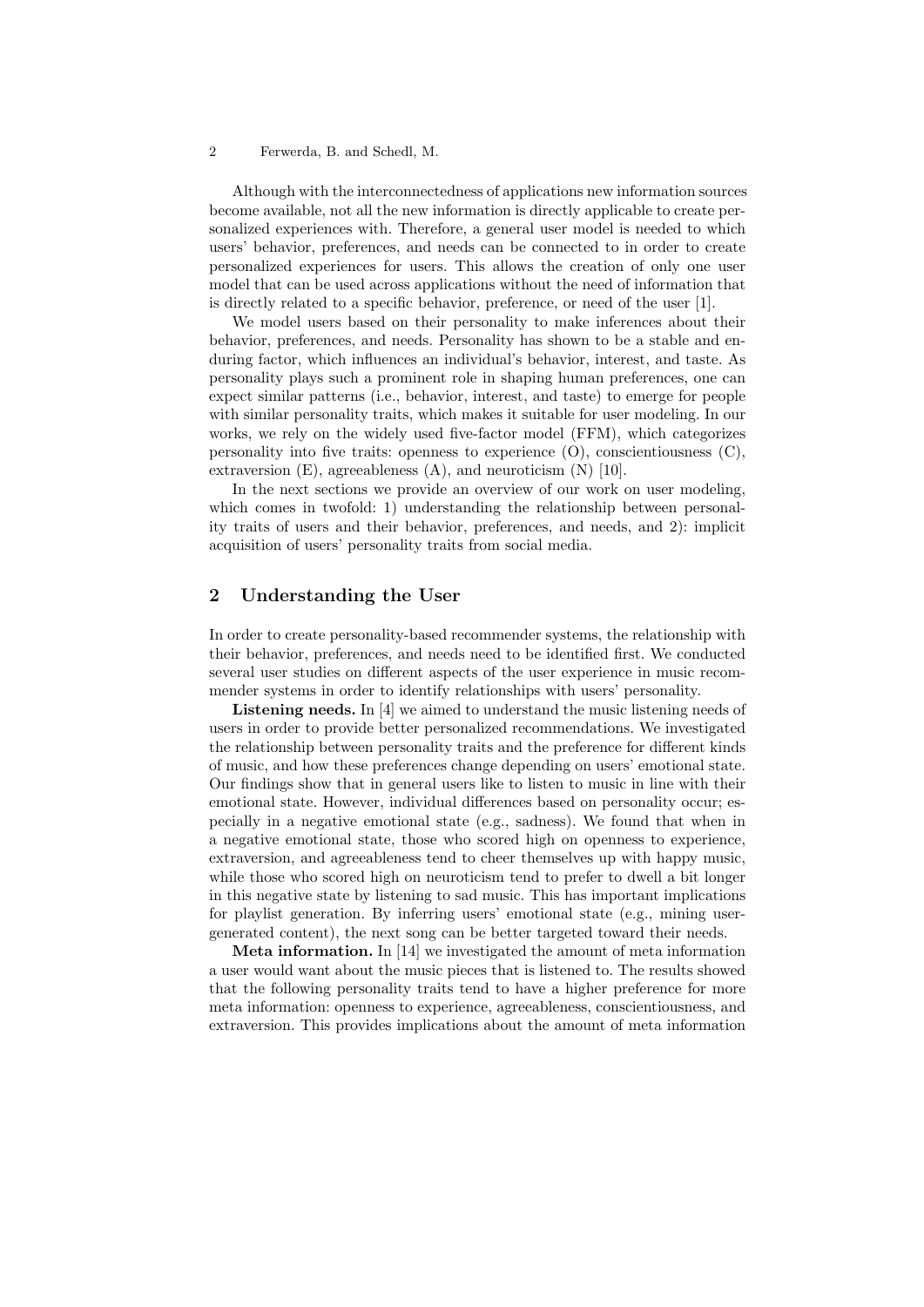Although with the interconnectedness of applications new information sources become available, not all the new information is directly applicable to create personalized experiences with. Therefore, a general user model is needed to which users' behavior, preferences, and needs can be connected to in order to create personalized experiences for users. This allows the creation of only one user model that can be used across applications without the need of information that is directly related to a specific behavior, preference, or need of the user [1].

We model users based on their personality to make inferences about their behavior, preferences, and needs. Personality has shown to be a stable and enduring factor, which influences an individual's behavior, interest, and taste. As personality plays such a prominent role in shaping human preferences, one can expect similar patterns (i.e., behavior, interest, and taste) to emerge for people with similar personality traits, which makes it suitable for user modeling. In our works, we rely on the widely used five-factor model (FFM), which categorizes personality into five traits: openness to experience (O), conscientiousness (C), extraversion (E), agreeableness (A), and neuroticism (N) [10].

In the next sections we provide an overview of our work on user modeling, which comes in twofold: 1) understanding the relationship between personality traits of users and their behavior, preferences, and needs, and 2): implicit acquisition of users' personality traits from social media.

## 2 Understanding the User

In order to create personality-based recommender systems, the relationship with their behavior, preferences, and needs need to be identified first. We conducted several user studies on different aspects of the user experience in music recommender systems in order to identify relationships with users' personality.

**Listening needs.** In [4] we aimed to understand the music listening needs of users in order to provide better personalized recommendations. We investigated the relationship between personality traits and the preference for different kinds of music, and how these preferences change depending on users' emotional state. Our findings show that in general users like to listen to music in line with their emotional state. However, individual differences based on personality occur; especially in a negative emotional state (e.g., sadness). We found that when in a negative emotional state, those who scored high on openness to experience, extraversion, and agreeableness tend to cheer themselves up with happy music, while those who scored high on neuroticism tend to prefer to dwell a bit longer in this negative state by listening to sad music. This has important implications for playlist generation. By inferring users' emotional state (e.g., mining user-generated content), the next song can be better targeted toward their needs.

**Meta information.** In [14] we investigated the amount of meta information a user would want about the music pieces that is listened to. The results showed that the following personality traits tend to have a higher preference for more meta information: openness to experience, agreeableness, conscientiousness, and extraversion. This provides implications about the amount of meta information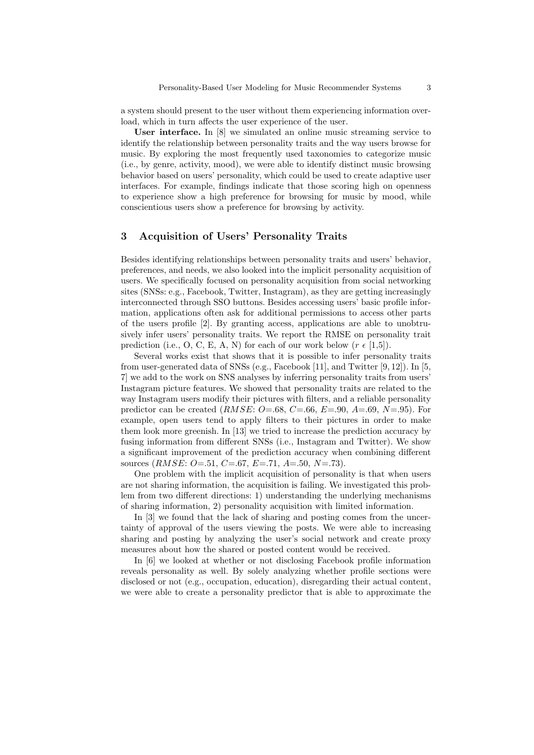a system should present to the user without them experiencing information overload, which in turn affects the user experience of the user.

**User interface.** In [8] we simulated an online music streaming service to identify the relationship between personality traits and the way users browse for music. By exploring the most frequently used taxonomies to categorize music (i.e., by genre, activity, mood), we were able to identify distinct music browsing behavior based on users' personality, which could be used to create adaptive user interfaces. For example, findings indicate that those scoring high on openness to experience show a high preference for browsing for music by mood, while conscientious users show a preference for browsing by activity.

## 3 Acquisition of Users' Personality Traits

Besides identifying relationships between personality traits and users' behavior, preferences, and needs, we also looked into the implicit personality acquisition of users. We specifically focused on personality acquisition from social networking sites (SNSs: e.g., Facebook, Twitter, Instagram), as they are getting increasingly interconnected through SSO buttons. Besides accessing users' basic profile information, applications often ask for additional permissions to access other parts of the users profile [2]. By granting access, applications are able to unobtrusively infer users' personality traits. We report the RMSE on personality trait prediction (i.e., O, C, E, A, N) for each of our work below ($r \in [1,5]$).

Several works exist that shows that it is possible to infer personality traits from user-generated data of SNSs (e.g., Facebook [11], and Twitter [9, 12]). In [5, 7] we add to the work on SNS analyses by inferring personality traits from users' Instagram picture features. We showed that personality traits are related to the way Instagram users modify their pictures with filters, and a reliable personality predictor can be created ($RMSE$: $O$=.68, $C$=.66, $E$=.90, $A$=.69, $N$=.95). For example, open users tend to apply filters to their pictures in order to make them look more greenish. In [13] we tried to increase the prediction accuracy by fusing information from different SNSs (i.e., Instagram and Twitter). We show a significant improvement of the prediction accuracy when combining different sources ($RMSE$: $O$=.51, $C$=.67, $E$=.71, $A$=.50, $N$=.73).

One problem with the implicit acquisition of personality is that when users are not sharing information, the acquisition is failing. We investigated this problem from two different directions: 1) understanding the underlying mechanisms of sharing information, 2) personality acquisition with limited information.

In [3] we found that the lack of sharing and posting comes from the uncertainty of approval of the users viewing the posts. We were able to increasing sharing and posting by analyzing the user's social network and create proxy measures about how the shared or posted content would be received.

In [6] we looked at whether or not disclosing Facebook profile information reveals personality as well. By solely analyzing whether profile sections were disclosed or not (e.g., occupation, education), disregarding their actual content, we were able to create a personality predictor that is able to approximate the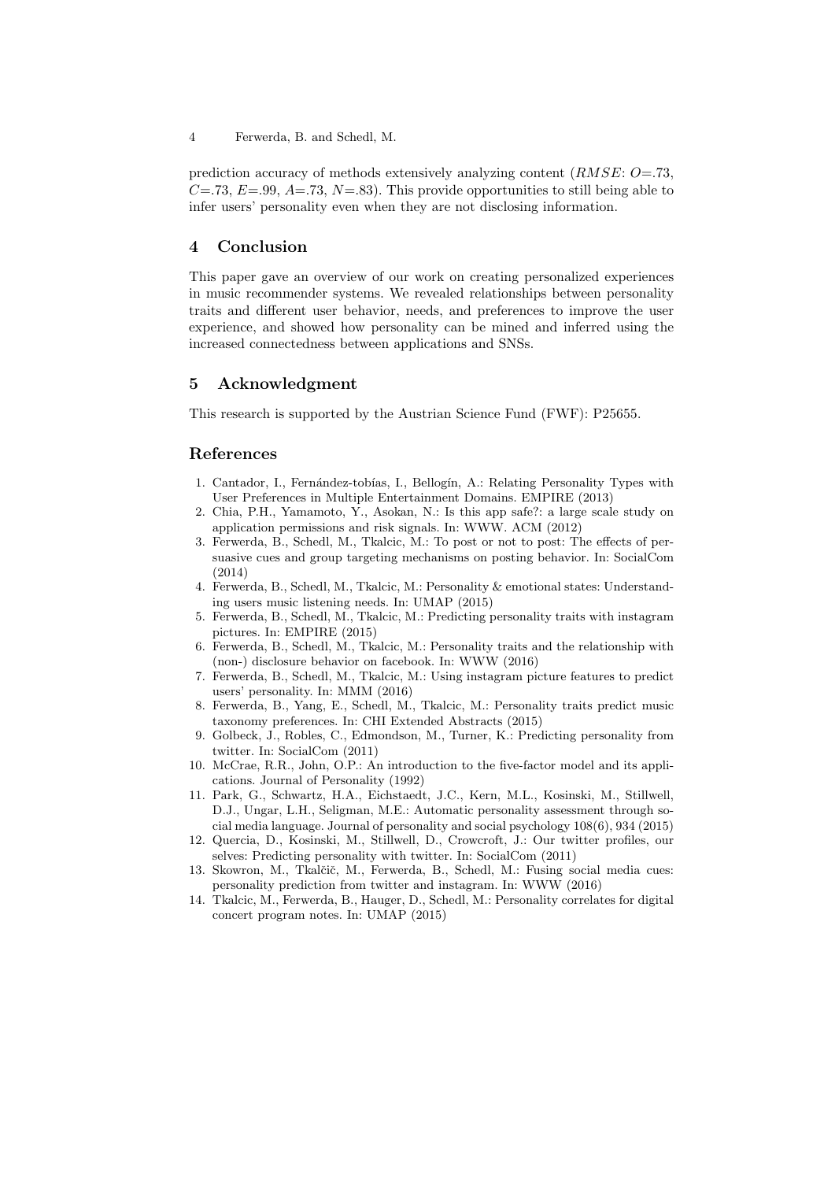prediction accuracy of methods extensively analyzing content ($RMSE$: $O$=.73, $C$=.73, $E$=.99, $A$=.73, $N$=.83). This provide opportunities to still being able to infer users' personality even when they are not disclosing information.

## 4 Conclusion

This paper gave an overview of our work on creating personalized experiences in music recommender systems. We revealed relationships between personality traits and different user behavior, needs, and preferences to improve the user experience, and showed how personality can be mined and inferred using the increased connectedness between applications and SNSs.

## 5 Acknowledgment

This research is supported by the Austrian Science Fund (FWF): P25655.

## References

1. Cantador, I., Fernández-tobías, I., Bellogín, A.: Relating Personality Types with User Preferences in Multiple Entertainment Domains. EMPIRE (2013)
2. Chia, P.H., Yamamoto, Y., Asokan, N.: Is this app safe?: a large scale study on application permissions and risk signals. In: WWW. ACM (2012)
3. Ferwerda, B., Schedl, M., Tkalcic, M.: To post or not to post: The effects of persuasive cues and group targeting mechanisms on posting behavior. In: SocialCom (2014)
4. Ferwerda, B., Schedl, M., Tkalcic, M.: Personality & emotional states: Understanding users music listening needs. In: UMAP (2015)
5. Ferwerda, B., Schedl, M., Tkalcic, M.: Predicting personality traits with instagram pictures. In: EMPIRE (2015)
6. Ferwerda, B., Schedl, M., Tkalcic, M.: Personality traits and the relationship with (non-) disclosure behavior on facebook. In: WWW (2016)
7. Ferwerda, B., Schedl, M., Tkalcic, M.: Using instagram picture features to predict users' personality. In: MMM (2016)
8. Ferwerda, B., Yang, E., Schedl, M., Tkalcic, M.: Personality traits predict music taxonomy preferences. In: CHI Extended Abstracts (2015)
9. Golbeck, J., Robles, C., Edmondson, M., Turner, K.: Predicting personality from twitter. In: SocialCom (2011)
10. McCrae, R.R., John, O.P.: An introduction to the five-factor model and its applications. Journal of Personality (1992)
11. Park, G., Schwartz, H.A., Eichstaedt, J.C., Kern, M.L., Kosinski, M., Stillwell, D.J., Ungar, L.H., Seligman, M.E.: Automatic personality assessment through social media language. Journal of personality and social psychology 108(6), 934 (2015)
12. Quercia, D., Kosinski, M., Stillwell, D., Crowcroft, J.: Our twitter profiles, our selves: Predicting personality with twitter. In: SocialCom (2011)
13. Skowron, M., Tkalčič, M., Ferwerda, B., Schedl, M.: Fusing social media cues: personality prediction from twitter and instagram. In: WWW (2016)
14. Tkalcic, M., Ferwerda, B., Hauger, D., Schedl, M.: Personality correlates for digital concert program notes. In: UMAP (2015)